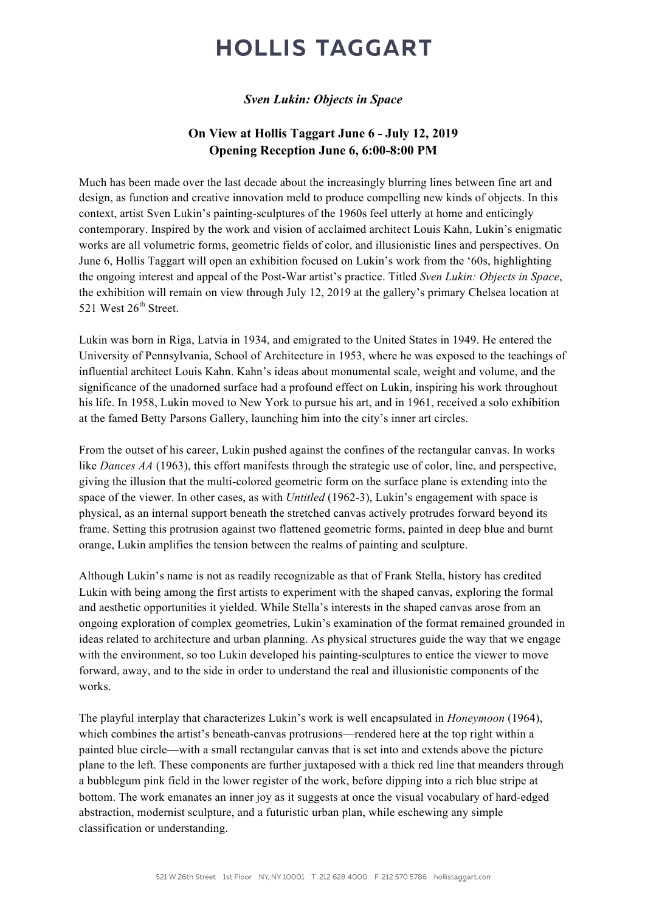# HOLLIS TAGGART

***Sven Lukin: Objects in Space***

**On View at Hollis Taggart June 6 - July 12, 2019**
**Opening Reception June 6, 6:00-8:00 PM**

Much has been made over the last decade about the increasingly blurring lines between fine art and design, as function and creative innovation meld to produce compelling new kinds of objects. In this context, artist Sven Lukin's painting-sculptures of the 1960s feel utterly at home and enticingly contemporary. Inspired by the work and vision of acclaimed architect Louis Kahn, Lukin's enigmatic works are all volumetric forms, geometric fields of color, and illusionistic lines and perspectives. On June 6, Hollis Taggart will open an exhibition focused on Lukin's work from the '60s, highlighting the ongoing interest and appeal of the Post-War artist's practice. Titled *Sven Lukin: Objects in Space*, the exhibition will remain on view through July 12, 2019 at the gallery's primary Chelsea location at 521 West 26th Street.

Lukin was born in Riga, Latvia in 1934, and emigrated to the United States in 1949. He entered the University of Pennsylvania, School of Architecture in 1953, where he was exposed to the teachings of influential architect Louis Kahn. Kahn's ideas about monumental scale, weight and volume, and the significance of the unadorned surface had a profound effect on Lukin, inspiring his work throughout his life. In 1958, Lukin moved to New York to pursue his art, and in 1961, received a solo exhibition at the famed Betty Parsons Gallery, launching him into the city's inner art circles.

From the outset of his career, Lukin pushed against the confines of the rectangular canvas. In works like *Dances AA* (1963), this effort manifests through the strategic use of color, line, and perspective, giving the illusion that the multi-colored geometric form on the surface plane is extending into the space of the viewer. In other cases, as with *Untitled* (1962-3), Lukin's engagement with space is physical, as an internal support beneath the stretched canvas actively protrudes forward beyond its frame. Setting this protrusion against two flattened geometric forms, painted in deep blue and burnt orange, Lukin amplifies the tension between the realms of painting and sculpture.

Although Lukin's name is not as readily recognizable as that of Frank Stella, history has credited Lukin with being among the first artists to experiment with the shaped canvas, exploring the formal and aesthetic opportunities it yielded. While Stella's interests in the shaped canvas arose from an ongoing exploration of complex geometries, Lukin's examination of the format remained grounded in ideas related to architecture and urban planning. As physical structures guide the way that we engage with the environment, so too Lukin developed his painting-sculptures to entice the viewer to move forward, away, and to the side in order to understand the real and illusionistic components of the works.

The playful interplay that characterizes Lukin's work is well encapsulated in *Honeymoon* (1964), which combines the artist's beneath-canvas protrusions—rendered here at the top right within a painted blue circle—with a small rectangular canvas that is set into and extends above the picture plane to the left. These components are further juxtaposed with a thick red line that meanders through a bubblegum pink field in the lower register of the work, before dipping into a rich blue stripe at bottom. The work emanates an inner joy as it suggests at once the visual vocabulary of hard-edged abstraction, modernist sculpture, and a futuristic urban plan, while eschewing any simple classification or understanding.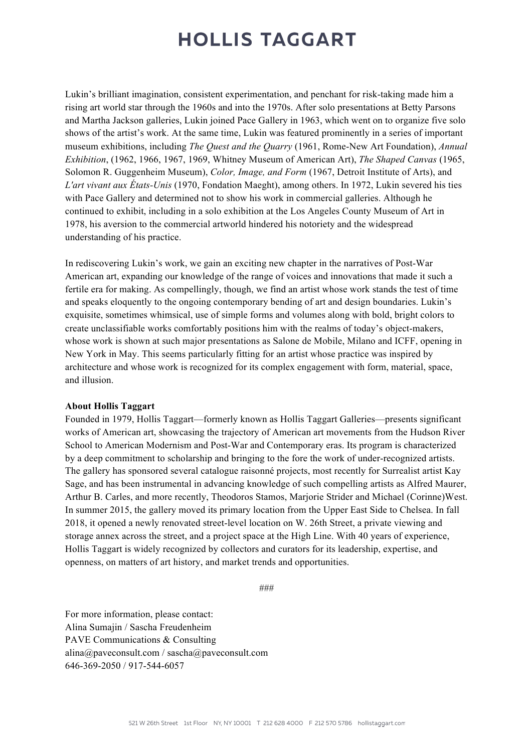Lukin's brilliant imagination, consistent experimentation, and penchant for risk-taking made him a rising art world star through the 1960s and into the 1970s. After solo presentations at Betty Parsons and Martha Jackson galleries, Lukin joined Pace Gallery in 1963, which went on to organize five solo shows of the artist's work. At the same time, Lukin was featured prominently in a series of important museum exhibitions, including *The Quest and the Quarry* (1961, Rome-New Art Foundation), *Annual Exhibition*, (1962, 1966, 1967, 1969, Whitney Museum of American Art), *The Shaped Canvas* (1965, Solomon R. Guggenheim Museum), *Color, Image, and Form* (1967, Detroit Institute of Arts), and *L'art vivant aux États-Unis* (1970, Fondation Maeght), among others. In 1972, Lukin severed his ties with Pace Gallery and determined not to show his work in commercial galleries. Although he continued to exhibit, including in a solo exhibition at the Los Angeles County Museum of Art in 1978, his aversion to the commercial artworld hindered his notoriety and the widespread understanding of his practice.

In rediscovering Lukin's work, we gain an exciting new chapter in the narratives of Post-War American art, expanding our knowledge of the range of voices and innovations that made it such a fertile era for making. As compellingly, though, we find an artist whose work stands the test of time and speaks eloquently to the ongoing contemporary bending of art and design boundaries. Lukin's exquisite, sometimes whimsical, use of simple forms and volumes along with bold, bright colors to create unclassifiable works comfortably positions him with the realms of today's object-makers, whose work is shown at such major presentations as Salone de Mobile, Milano and ICFF, opening in New York in May. This seems particularly fitting for an artist whose practice was inspired by architecture and whose work is recognized for its complex engagement with form, material, space, and illusion.

**About Hollis Taggart**

Founded in 1979, Hollis Taggart—formerly known as Hollis Taggart Galleries—presents significant works of American art, showcasing the trajectory of American art movements from the Hudson River School to American Modernism and Post-War and Contemporary eras. Its program is characterized by a deep commitment to scholarship and bringing to the fore the work of under-recognized artists. The gallery has sponsored several catalogue raisonné projects, most recently for Surrealist artist Kay Sage, and has been instrumental in advancing knowledge of such compelling artists as Alfred Maurer, Arthur B. Carles, and more recently, Theodoros Stamos, Marjorie Strider and Michael (Corinne)West. In summer 2015, the gallery moved its primary location from the Upper East Side to Chelsea. In fall 2018, it opened a newly renovated street-level location on W. 26th Street, a private viewing and storage annex across the street, and a project space at the High Line. With 40 years of experience, Hollis Taggart is widely recognized by collectors and curators for its leadership, expertise, and openness, on matters of art history, and market trends and opportunities.

###

For more information, please contact:
Alina Sumajin / Sascha Freudenheim
PAVE Communications & Consulting
alina@paveconsult.com / sascha@paveconsult.com
646-369-2050 / 917-544-6057